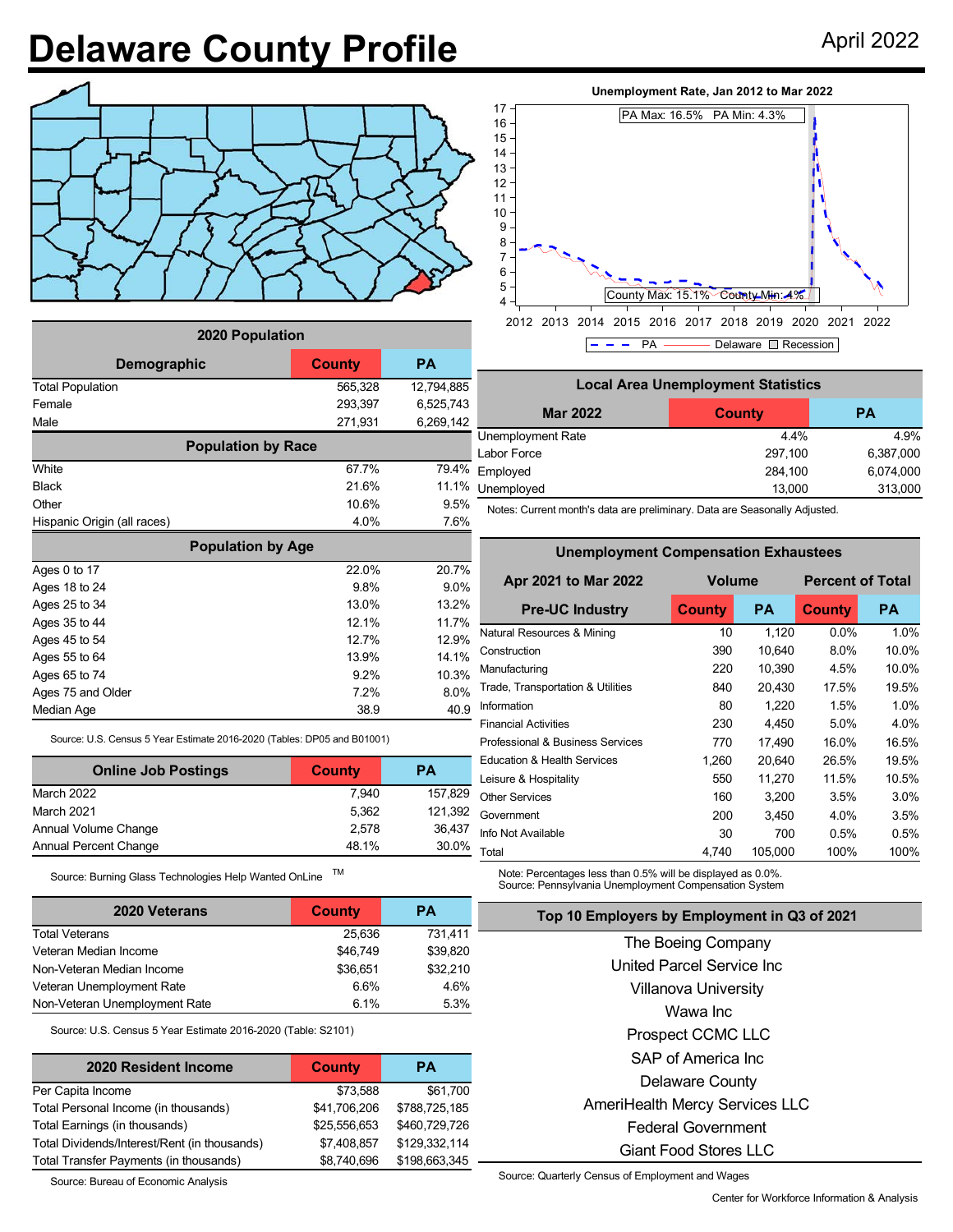# Delaware County Profile

April 2022

**Unemployment Rate, Jan 2012 to Mar 2022**

PA Max: 16.5% PA Min: 4.3%

County Max: 15.1% County Min: 4%

PA — Delaware — Recession

| 2020 Population | | |
|---|---|---|
| **Demographic** | **County** | **PA** |
| Total Population | 565,328 | 12,794,885 |
| Female | 293,397 | 6,525,743 |
| Male | 271,931 | 6,269,142 |
| **Population by Race** | | |
| White | 67.7% | 79.4% |
| Black | 21.6% | 11.1% |
| Other | 10.6% | 9.5% |
| Hispanic Origin (all races) | 4.0% | 7.6% |
| **Population by Age** | | |
| Ages 0 to 17 | 22.0% | 20.7% |
| Ages 18 to 24 | 9.8% | 9.0% |
| Ages 25 to 34 | 13.0% | 13.2% |
| Ages 35 to 44 | 12.1% | 11.7% |
| Ages 45 to 54 | 12.7% | 12.9% |
| Ages 55 to 64 | 13.9% | 14.1% |
| Ages 65 to 74 | 9.2% | 10.3% |
| Ages 75 and Older | 7.2% | 8.0% |
| Median Age | 38.9 | 40.9 |

Source: U.S. Census 5 Year Estimate 2016-2020 (Tables: DP05 and B01001)

| Online Job Postings | County | PA |
|---|---|---|
| March 2022 | 7,940 | 157,829 |
| March 2021 | 5,362 | 121,392 |
| Annual Volume Change | 2,578 | 36,437 |
| Annual Percent Change | 48.1% | 30.0% |

Source: Burning Glass Technologies Help Wanted OnLine TM

| 2020 Veterans | County | PA |
|---|---|---|
| Total Veterans | 25,636 | 731,411 |
| Veteran Median Income | $46,749 | $39,820 |
| Non-Veteran Median Income | $36,651 | $32,210 |
| Veteran Unemployment Rate | 6.6% | 4.6% |
| Non-Veteran Unemployment Rate | 6.1% | 5.3% |

Source: U.S. Census 5 Year Estimate 2016-2020 (Table: S2101)

| 2020 Resident Income | County | PA |
|---|---|---|
| Per Capita Income | $73,588 | $61,700 |
| Total Personal Income (in thousands) | $41,706,206 | $788,725,185 |
| Total Earnings (in thousands) | $25,556,653 | $460,729,726 |
| Total Dividends/Interest/Rent (in thousands) | $7,408,857 | $129,332,114 |
| Total Transfer Payments (in thousands) | $8,740,696 | $198,663,345 |

Source: Bureau of Economic Analysis

| Local Area Unemployment Statistics | | |
|---|---|---|
| **Mar 2022** | **County** | **PA** |
| Unemployment Rate | 4.4% | 4.9% |
| Labor Force | 297,100 | 6,387,000 |
| Employed | 284,100 | 6,074,000 |
| Unemployed | 13,000 | 313,000 |

Notes: Current month's data are preliminary. Data are Seasonally Adjusted.

| Unemployment Compensation Exhaustees | | | | |
|---|---|---|---|---|
| **Apr 2021 to Mar 2022** | **Volume** | | **Percent of Total** | |
| **Pre-UC Industry** | **County** | **PA** | **County** | **PA** |
| Natural Resources & Mining | 10 | 1,120 | 0.0% | 1.0% |
| Construction | 390 | 10,640 | 8.0% | 10.0% |
| Manufacturing | 220 | 10,390 | 4.5% | 10.0% |
| Trade, Transportation & Utilities | 840 | 20,430 | 17.5% | 19.5% |
| Information | 80 | 1,220 | 1.5% | 1.0% |
| Financial Activities | 230 | 4,450 | 5.0% | 4.0% |
| Professional & Business Services | 770 | 17,490 | 16.0% | 16.5% |
| Education & Health Services | 1,260 | 20,640 | 26.5% | 19.5% |
| Leisure & Hospitality | 550 | 11,270 | 11.5% | 10.5% |
| Other Services | 160 | 3,200 | 3.5% | 3.0% |
| Government | 200 | 3,450 | 4.0% | 3.5% |
| Info Not Available | 30 | 700 | 0.5% | 0.5% |
| Total | 4,740 | 105,000 | 100% | 100% |

Note: Percentages less than 0.5% will be displayed as 0.0%.
Source: Pennsylvania Unemployment Compensation System

**Top 10 Employers by Employment in Q3 of 2021**

The Boeing Company
United Parcel Service Inc
Villanova University
Wawa Inc
Prospect CCMC LLC
SAP of America Inc
Delaware County
AmeriHealth Mercy Services LLC
Federal Government
Giant Food Stores LLC

Source: Quarterly Census of Employment and Wages

Center for Workforce Information & Analysis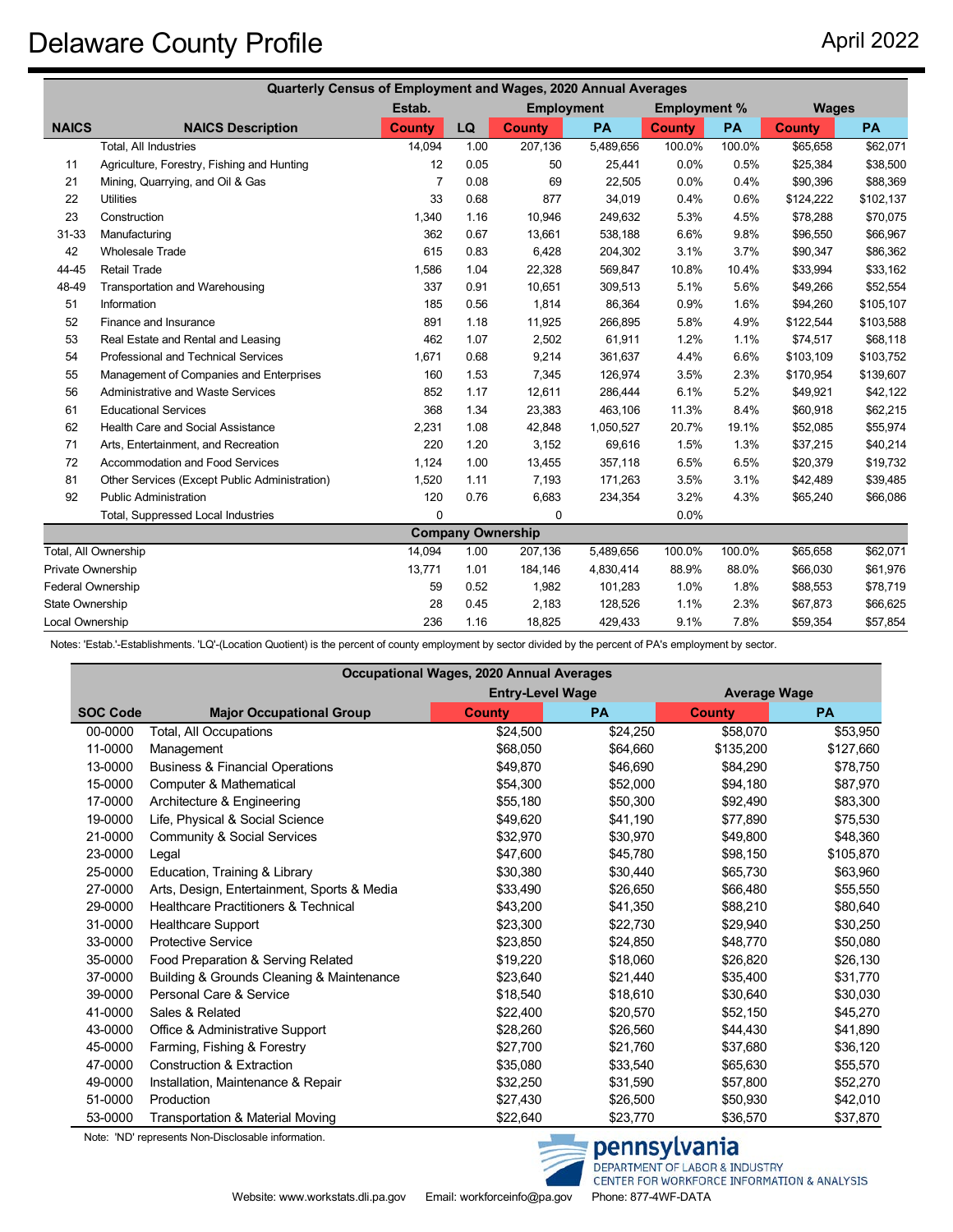# Delaware County Profile

April 2022

| | | Quarterly Census of Employment and Wages, 2020 Annual Averages | | | | | | | |
|---|---|---|---|---|---|---|---|---|---|
| | | Estab. | | Employment | | Employment % | | Wages | |
| NAICS | NAICS Description | County | LQ | County | PA | County | PA | County | PA |
| | Total, All Industries | 14,094 | 1.00 | 207,136 | 5,489,656 | 100.0% | 100.0% | $65,658 | $62,071 |
| 11 | Agriculture, Forestry, Fishing and Hunting | 12 | 0.05 | 50 | 25,441 | 0.0% | 0.5% | $25,384 | $38,500 |
| 21 | Mining, Quarrying, and Oil & Gas | 7 | 0.08 | 69 | 22,505 | 0.0% | 0.4% | $90,396 | $88,369 |
| 22 | Utilities | 33 | 0.68 | 877 | 34,019 | 0.4% | 0.6% | $124,222 | $102,137 |
| 23 | Construction | 1,340 | 1.16 | 10,946 | 249,632 | 5.3% | 4.5% | $78,288 | $70,075 |
| 31-33 | Manufacturing | 362 | 0.67 | 13,661 | 538,188 | 6.6% | 9.8% | $96,550 | $66,967 |
| 42 | Wholesale Trade | 615 | 0.83 | 6,428 | 204,302 | 3.1% | 3.7% | $90,347 | $86,362 |
| 44-45 | Retail Trade | 1,586 | 1.04 | 22,328 | 569,847 | 10.8% | 10.4% | $33,994 | $33,162 |
| 48-49 | Transportation and Warehousing | 337 | 0.91 | 10,651 | 309,513 | 5.1% | 5.6% | $49,266 | $52,554 |
| 51 | Information | 185 | 0.56 | 1,814 | 86,364 | 0.9% | 1.6% | $94,260 | $105,107 |
| 52 | Finance and Insurance | 891 | 1.18 | 11,925 | 266,895 | 5.8% | 4.9% | $122,544 | $103,588 |
| 53 | Real Estate and Rental and Leasing | 462 | 1.07 | 2,502 | 61,911 | 1.2% | 1.1% | $74,517 | $68,118 |
| 54 | Professional and Technical Services | 1,671 | 0.68 | 9,214 | 361,637 | 4.4% | 6.6% | $103,109 | $103,752 |
| 55 | Management of Companies and Enterprises | 160 | 1.53 | 7,345 | 126,974 | 3.5% | 2.3% | $170,954 | $139,607 |
| 56 | Administrative and Waste Services | 852 | 1.17 | 12,611 | 286,444 | 6.1% | 5.2% | $49,921 | $42,122 |
| 61 | Educational Services | 368 | 1.34 | 23,383 | 463,106 | 11.3% | 8.4% | $60,918 | $62,215 |
| 62 | Health Care and Social Assistance | 2,231 | 1.08 | 42,848 | 1,050,527 | 20.7% | 19.1% | $52,085 | $55,974 |
| 71 | Arts, Entertainment, and Recreation | 220 | 1.20 | 3,152 | 69,616 | 1.5% | 1.3% | $37,215 | $40,214 |
| 72 | Accommodation and Food Services | 1,124 | 1.00 | 13,455 | 357,118 | 6.5% | 6.5% | $20,379 | $19,732 |
| 81 | Other Services (Except Public Administration) | 1,520 | 1.11 | 7,193 | 171,263 | 3.5% | 3.1% | $42,489 | $39,485 |
| 92 | Public Administration | 120 | 0.76 | 6,683 | 234,354 | 3.2% | 4.3% | $65,240 | $66,086 |
| | Total, Suppressed Local Industries | 0 | | 0 | | 0.0% | | | |
| | **Company Ownership** | | | | | | | | |
| Total, All Ownership | | 14,094 | 1.00 | 207,136 | 5,489,656 | 100.0% | 100.0% | $65,658 | $62,071 |
| Private Ownership | | 13,771 | 1.01 | 184,146 | 4,830,414 | 88.9% | 88.0% | $66,030 | $61,976 |
| Federal Ownership | | 59 | 0.52 | 1,982 | 101,283 | 1.0% | 1.8% | $88,553 | $78,719 |
| State Ownership | | 28 | 0.45 | 2,183 | 128,526 | 1.1% | 2.3% | $67,873 | $66,625 |
| Local Ownership | | 236 | 1.16 | 18,825 | 429,433 | 9.1% | 7.8% | $59,354 | $57,854 |

Notes: 'Estab.'-Establishments. 'LQ'-(Location Quotient) is the percent of county employment by sector divided by the percent of PA's employment by sector.

| | Occupational Wages, 2020 Annual Averages | | | | |
|---|---|---|---|---|---|
| | | Entry-Level Wage | | Average Wage | |
| SOC Code | Major Occupational Group | County | PA | County | PA |
| 00-0000 | Total, All Occupations | $24,500 | $24,250 | $58,070 | $53,950 |
| 11-0000 | Management | $68,050 | $64,660 | $135,200 | $127,660 |
| 13-0000 | Business & Financial Operations | $49,870 | $46,690 | $84,290 | $78,750 |
| 15-0000 | Computer & Mathematical | $54,300 | $52,000 | $94,180 | $87,970 |
| 17-0000 | Architecture & Engineering | $55,180 | $50,300 | $92,490 | $83,300 |
| 19-0000 | Life, Physical & Social Science | $49,620 | $41,190 | $77,890 | $75,530 |
| 21-0000 | Community & Social Services | $32,970 | $30,970 | $49,800 | $48,360 |
| 23-0000 | Legal | $47,600 | $45,780 | $98,150 | $105,870 |
| 25-0000 | Education, Training & Library | $30,380 | $30,440 | $65,730 | $63,960 |
| 27-0000 | Arts, Design, Entertainment, Sports & Media | $33,490 | $26,650 | $66,480 | $55,550 |
| 29-0000 | Healthcare Practitioners & Technical | $43,200 | $41,350 | $88,210 | $80,640 |
| 31-0000 | Healthcare Support | $23,300 | $22,730 | $29,940 | $30,250 |
| 33-0000 | Protective Service | $23,850 | $24,850 | $48,770 | $50,080 |
| 35-0000 | Food Preparation & Serving Related | $19,220 | $18,060 | $26,820 | $26,130 |
| 37-0000 | Building & Grounds Cleaning & Maintenance | $23,640 | $21,440 | $35,400 | $31,770 |
| 39-0000 | Personal Care & Service | $18,540 | $18,610 | $30,640 | $30,030 |
| 41-0000 | Sales & Related | $22,400 | $20,570 | $52,150 | $45,270 |
| 43-0000 | Office & Administrative Support | $28,260 | $26,560 | $44,430 | $41,890 |
| 45-0000 | Farming, Fishing & Forestry | $27,700 | $21,760 | $37,680 | $36,120 |
| 47-0000 | Construction & Extraction | $35,080 | $33,540 | $65,630 | $55,570 |
| 49-0000 | Installation, Maintenance & Repair | $32,250 | $31,590 | $57,800 | $52,270 |
| 51-0000 | Production | $27,430 | $26,500 | $50,930 | $42,010 |
| 53-0000 | Transportation & Material Moving | $22,640 | $23,770 | $36,570 | $37,870 |

Note: 'ND' represents Non-Disclosable information.

pennsylvania
DEPARTMENT OF LABOR & INDUSTRY
CENTER FOR WORKFORCE INFORMATION & ANALYSIS

Website: www.workstats.dli.pa.gov Email: workforceinfo@pa.gov Phone: 877-4WF-DATA